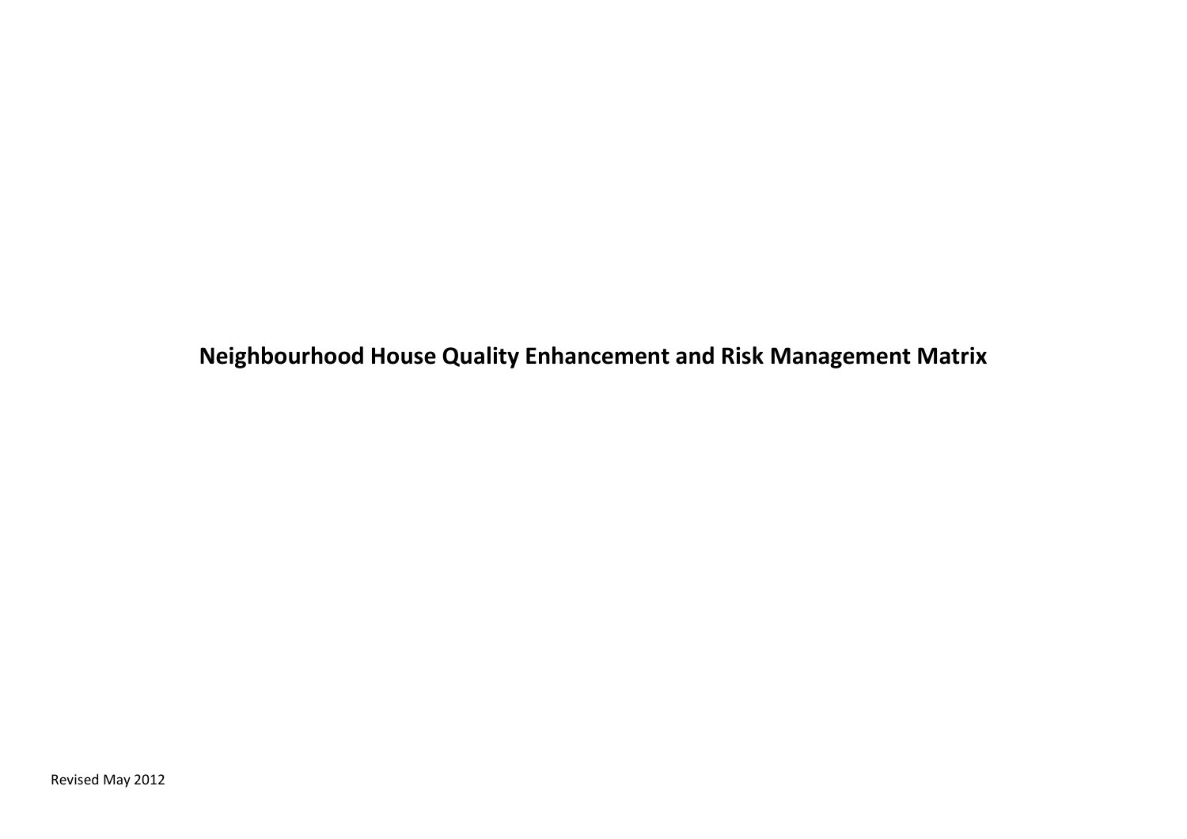# Neighbourhood House Quality Enhancement and Risk Management Matrix

Revised May 2012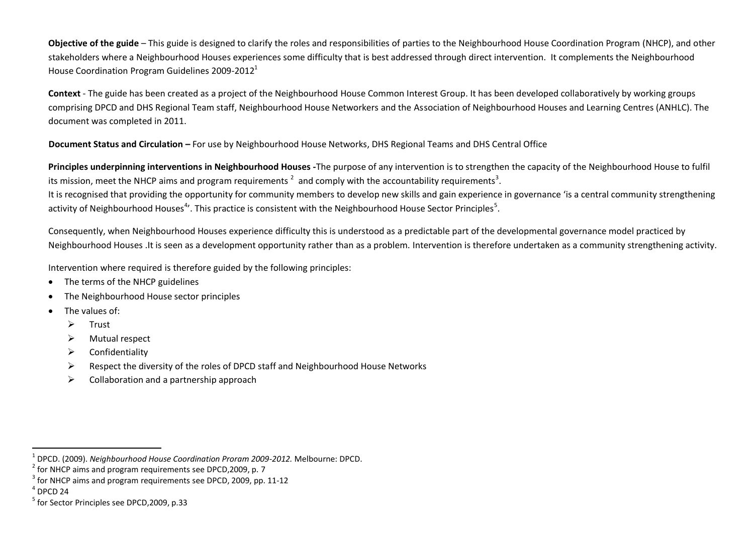**Objective of the guide** – This guide is designed to clarify the roles and responsibilities of parties to the Neighbourhood House Coordination Program (NHCP), and other stakeholders where a Neighbourhood Houses experiences some difficulty that is best addressed through direct intervention. It complements the Neighbourhood House Coordination Program Guidelines 2009-2012[1]

**Context** - The guide has been created as a project of the Neighbourhood House Common Interest Group. It has been developed collaboratively by working groups comprising DPCD and DHS Regional Team staff, Neighbourhood House Networkers and the Association of Neighbourhood Houses and Learning Centres (ANHLC). The document was completed in 2011.

**Document Status and Circulation –** For use by Neighbourhood House Networks, DHS Regional Teams and DHS Central Office

**Principles underpinning interventions in Neighbourhood Houses -**The purpose of any intervention is to strengthen the capacity of the Neighbourhood House to fulfil its mission, meet the NHCP aims and program requirements [2] and comply with the accountability requirements[3].
It is recognised that providing the opportunity for community members to develop new skills and gain experience in governance 'is a central community strengthening activity of Neighbourhood Houses[4]'. This practice is consistent with the Neighbourhood House Sector Principles[5].

Consequently, when Neighbourhood Houses experience difficulty this is understood as a predictable part of the developmental governance model practiced by Neighbourhood Houses .It is seen as a development opportunity rather than as a problem. Intervention is therefore undertaken as a community strengthening activity.

Intervention where required is therefore guided by the following principles:

- The terms of the NHCP guidelines
- The Neighbourhood House sector principles
- The values of:
  - Trust
  - Mutual respect
  - Confidentiality
  - Respect the diversity of the roles of DPCD staff and Neighbourhood House Networks
  - Collaboration and a partnership approach

---

[1] DPCD. (2009). *Neighbourhood House Coordination Proram 2009-2012.* Melbourne: DPCD.
[2] for NHCP aims and program requirements see DPCD,2009, p. 7
[3] for NHCP aims and program requirements see DPCD, 2009, pp. 11-12
[4] DPCD 24
[5] for Sector Principles see DPCD,2009, p.33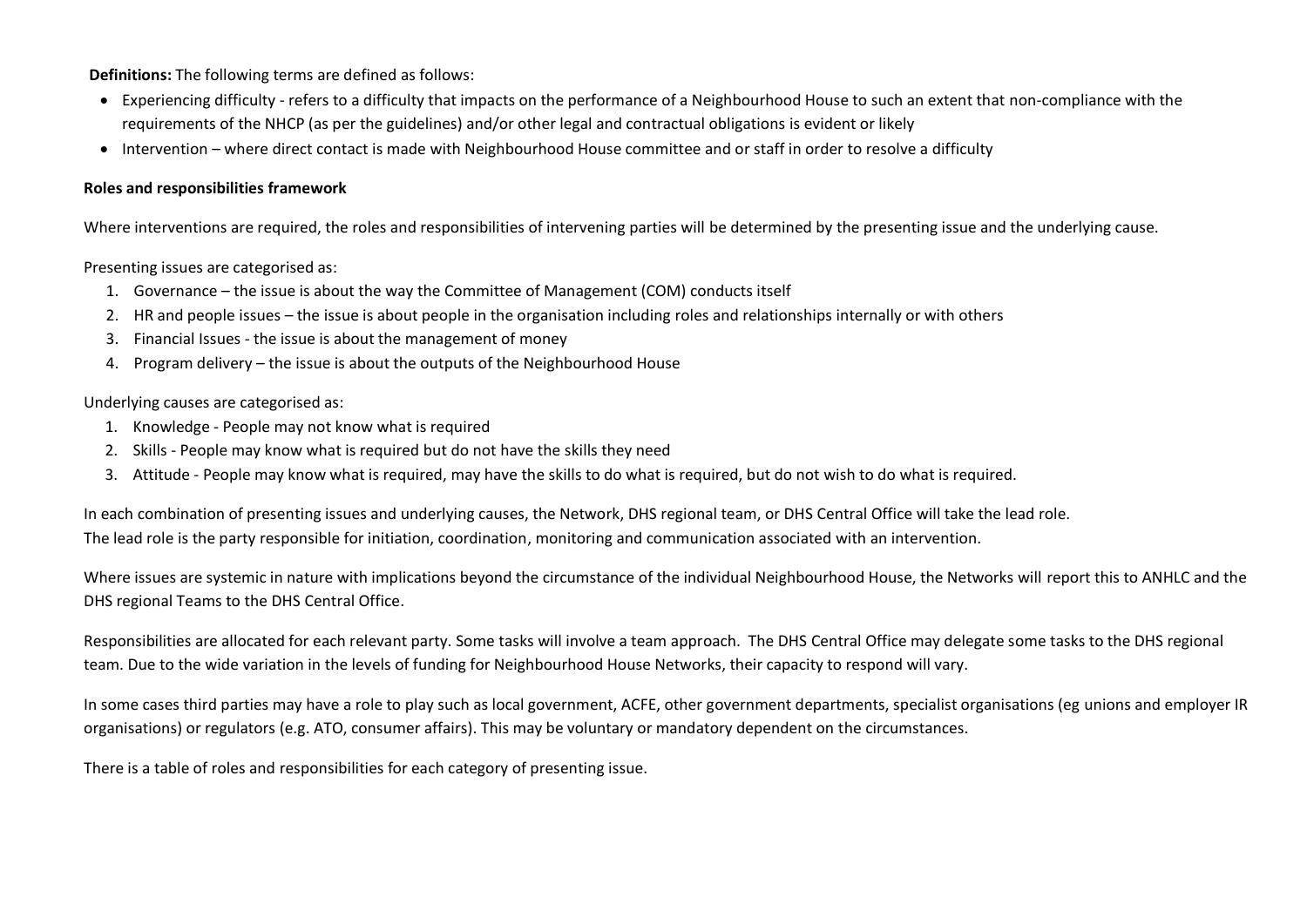**Definitions:** The following terms are defined as follows:

- Experiencing difficulty - refers to a difficulty that impacts on the performance of a Neighbourhood House to such an extent that non-compliance with the requirements of the NHCP (as per the guidelines) and/or other legal and contractual obligations is evident or likely
- Intervention – where direct contact is made with Neighbourhood House committee and or staff in order to resolve a difficulty

**Roles and responsibilities framework**

Where interventions are required, the roles and responsibilities of intervening parties will be determined by the presenting issue and the underlying cause.

Presenting issues are categorised as:

1. Governance – the issue is about the way the Committee of Management (COM) conducts itself
2. HR and people issues – the issue is about people in the organisation including roles and relationships internally or with others
3. Financial Issues - the issue is about the management of money
4. Program delivery – the issue is about the outputs of the Neighbourhood House

Underlying causes are categorised as:

1. Knowledge - People may not know what is required
2. Skills - People may know what is required but do not have the skills they need
3. Attitude - People may know what is required, may have the skills to do what is required, but do not wish to do what is required.

In each combination of presenting issues and underlying causes, the Network, DHS regional team, or DHS Central Office will take the lead role.
The lead role is the party responsible for initiation, coordination, monitoring and communication associated with an intervention.

Where issues are systemic in nature with implications beyond the circumstance of the individual Neighbourhood House, the Networks will report this to ANHLC and the DHS regional Teams to the DHS Central Office.

Responsibilities are allocated for each relevant party. Some tasks will involve a team approach. The DHS Central Office may delegate some tasks to the DHS regional team. Due to the wide variation in the levels of funding for Neighbourhood House Networks, their capacity to respond will vary.

In some cases third parties may have a role to play such as local government, ACFE, other government departments, specialist organisations (eg unions and employer IR organisations) or regulators (e.g. ATO, consumer affairs). This may be voluntary or mandatory dependent on the circumstances.

There is a table of roles and responsibilities for each category of presenting issue.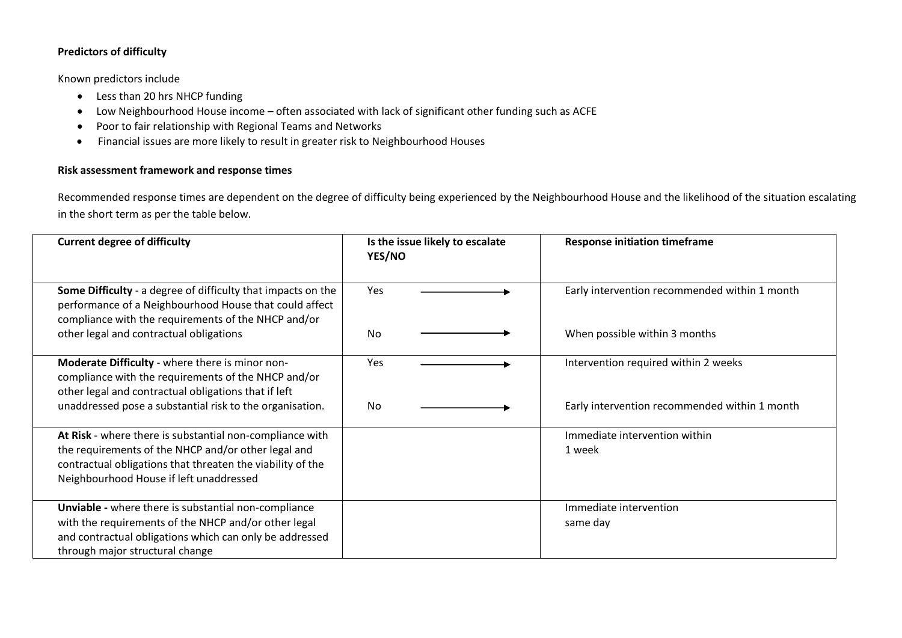**Predictors of difficulty**

Known predictors include

- Less than 20 hrs NHCP funding
- Low Neighbourhood House income – often associated with lack of significant other funding such as ACFE
- Poor to fair relationship with Regional Teams and Networks
- Financial issues are more likely to result in greater risk to Neighbourhood Houses

**Risk assessment framework and response times**

Recommended response times are dependent on the degree of difficulty being experienced by the Neighbourhood House and the likelihood of the situation escalating in the short term as per the table below.

| Current degree of difficulty | Is the issue likely to escalate YES/NO | Response initiation timeframe |
|---|---|---|
| **Some Difficulty** - a degree of difficulty that impacts on the performance of a Neighbourhood House that could affect compliance with the requirements of the NHCP and/or other legal and contractual obligations | Yes → | Early intervention recommended within 1 month |
| | No → | When possible within 3 months |
| **Moderate Difficulty** - where there is minor non-compliance with the requirements of the NHCP and/or other legal and contractual obligations that if left unaddressed pose a substantial risk to the organisation. | Yes → | Intervention required within 2 weeks |
| | No → | Early intervention recommended within 1 month |
| **At Risk** - where there is substantial non-compliance with the requirements of the NHCP and/or other legal and contractual obligations that threaten the viability of the Neighbourhood House if left unaddressed | | Immediate intervention within 1 week |
| **Unviable -** where there is substantial non-compliance with the requirements of the NHCP and/or other legal and contractual obligations which can only be addressed through major structural change | | Immediate intervention same day |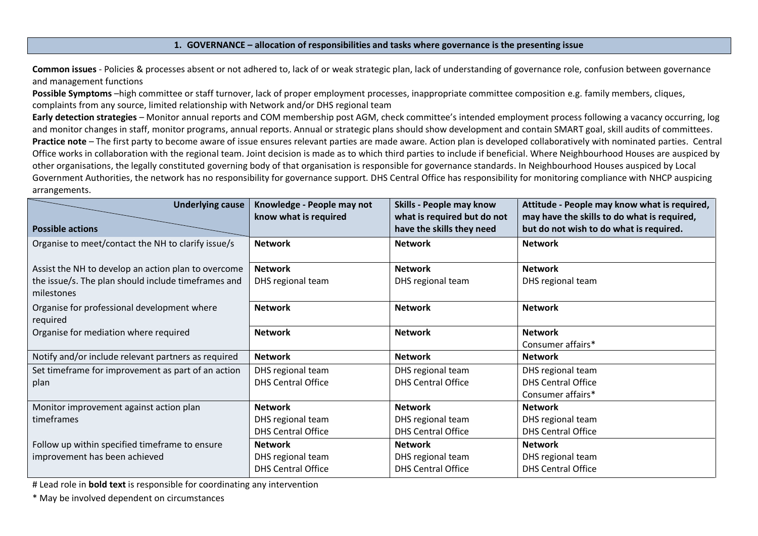## 1. GOVERNANCE – allocation of responsibilities and tasks where governance is the presenting issue

**Common issues** - Policies & processes absent or not adhered to, lack of or weak strategic plan, lack of understanding of governance role, confusion between governance and management functions

**Possible Symptoms** –high committee or staff turnover, lack of proper employment processes, inappropriate committee composition e.g. family members, cliques, complaints from any source, limited relationship with Network and/or DHS regional team

**Early detection strategies** – Monitor annual reports and COM membership post AGM, check committee's intended employment process following a vacancy occurring, log and monitor changes in staff, monitor programs, annual reports. Annual or strategic plans should show development and contain SMART goal, skill audits of committees.

**Practice note** – The first party to become aware of issue ensures relevant parties are made aware. Action plan is developed collaboratively with nominated parties. Central Office works in collaboration with the regional team. Joint decision is made as to which third parties to include if beneficial. Where Neighbourhood Houses are auspiced by other organisations, the legally constituted governing body of that organisation is responsible for governance standards. In Neighbourhood Houses auspiced by Local Government Authorities, the network has no responsibility for governance support. DHS Central Office has responsibility for monitoring compliance with NHCP auspicing arrangements.

| **Underlying cause** / **Possible actions** | **Knowledge - People may not know what is required** | **Skills - People may know what is required but do not have the skills they need** | **Attitude - People may know what is required, may have the skills to do what is required, but do not wish to do what is required.** |
|---|---|---|---|
| Organise to meet/contact the NH to clarify issue/s | **Network** | **Network** | **Network** |
| Assist the NH to develop an action plan to overcome the issue/s. The plan should include timeframes and milestones | **Network**<br>DHS regional team | **Network**<br>DHS regional team | **Network**<br>DHS regional team |
| Organise for professional development where required | **Network** | **Network** | **Network** |
| Organise for mediation where required | **Network** | **Network** | **Network**<br>Consumer affairs* |
| Notify and/or include relevant partners as required | **Network** | **Network** | **Network** |
| Set timeframe for improvement as part of an action plan | DHS regional team<br>DHS Central Office | DHS regional team<br>DHS Central Office | DHS regional team<br>DHS Central Office<br>Consumer affairs* |
| Monitor improvement against action plan timeframes | **Network**<br>DHS regional team<br>DHS Central Office | **Network**<br>DHS regional team<br>DHS Central Office | **Network**<br>DHS regional team<br>DHS Central Office |
| Follow up within specified timeframe to ensure improvement has been achieved | **Network**<br>DHS regional team<br>DHS Central Office | **Network**<br>DHS regional team<br>DHS Central Office | **Network**<br>DHS regional team<br>DHS Central Office |

# Lead role in **bold text** is responsible for coordinating any intervention

* May be involved dependent on circumstances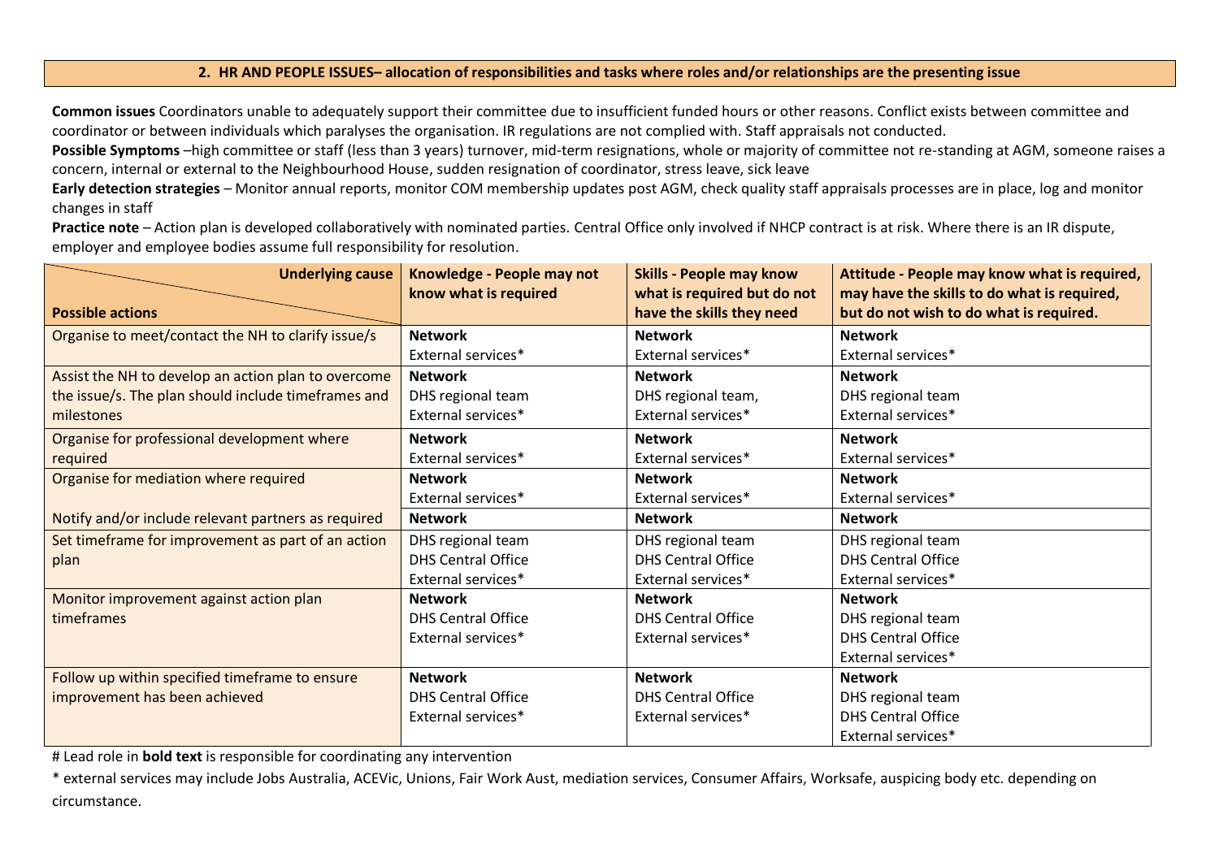## 2. HR AND PEOPLE ISSUES– allocation of responsibilities and tasks where roles and/or relationships are the presenting issue

**Common issues** Coordinators unable to adequately support their committee due to insufficient funded hours or other reasons. Conflict exists between committee and coordinator or between individuals which paralyses the organisation. IR regulations are not complied with. Staff appraisals not conducted.

**Possible Symptoms** –high committee or staff (less than 3 years) turnover, mid-term resignations, whole or majority of committee not re-standing at AGM, someone raises a concern, internal or external to the Neighbourhood House, sudden resignation of coordinator, stress leave, sick leave

**Early detection strategies** – Monitor annual reports, monitor COM membership updates post AGM, check quality staff appraisals processes are in place, log and monitor changes in staff

**Practice note** – Action plan is developed collaboratively with nominated parties. Central Office only involved if NHCP contract is at risk. Where there is an IR dispute, employer and employee bodies assume full responsibility for resolution.

| **Underlying cause** / **Possible actions** | **Knowledge - People may not know what is required** | **Skills - People may know what is required but do not have the skills they need** | **Attitude - People may know what is required, may have the skills to do what is required, but do not wish to do what is required.** |
|---|---|---|---|
| Organise to meet/contact the NH to clarify issue/s | **Network**<br>External services* | **Network**<br>External services* | **Network**<br>External services* |
| Assist the NH to develop an action plan to overcome the issue/s. The plan should include timeframes and milestones | **Network**<br>DHS regional team<br>External services* | **Network**<br>DHS regional team,<br>External services* | **Network**<br>DHS regional team<br>External services* |
| Organise for professional development where required | **Network**<br>External services* | **Network**<br>External services* | **Network**<br>External services* |
| Organise for mediation where required | **Network**<br>External services* | **Network**<br>External services* | **Network**<br>External services* |
| Notify and/or include relevant partners as required | **Network** | **Network** | **Network** |
| Set timeframe for improvement as part of an action plan | DHS regional team<br>DHS Central Office<br>External services* | DHS regional team<br>DHS Central Office<br>External services* | DHS regional team<br>DHS Central Office<br>External services* |
| Monitor improvement against action plan timeframes | **Network**<br>DHS Central Office<br>External services* | **Network**<br>DHS Central Office<br>External services* | **Network**<br>DHS regional team<br>DHS Central Office<br>External services* |
| Follow up within specified timeframe to ensure improvement has been achieved | **Network**<br>DHS Central Office<br>External services* | **Network**<br>DHS Central Office<br>External services* | **Network**<br>DHS regional team<br>DHS Central Office<br>External services* |

# Lead role in **bold text** is responsible for coordinating any intervention

* external services may include Jobs Australia, ACEVic, Unions, Fair Work Aust, mediation services, Consumer Affairs, Worksafe, auspicing body etc. depending on circumstance.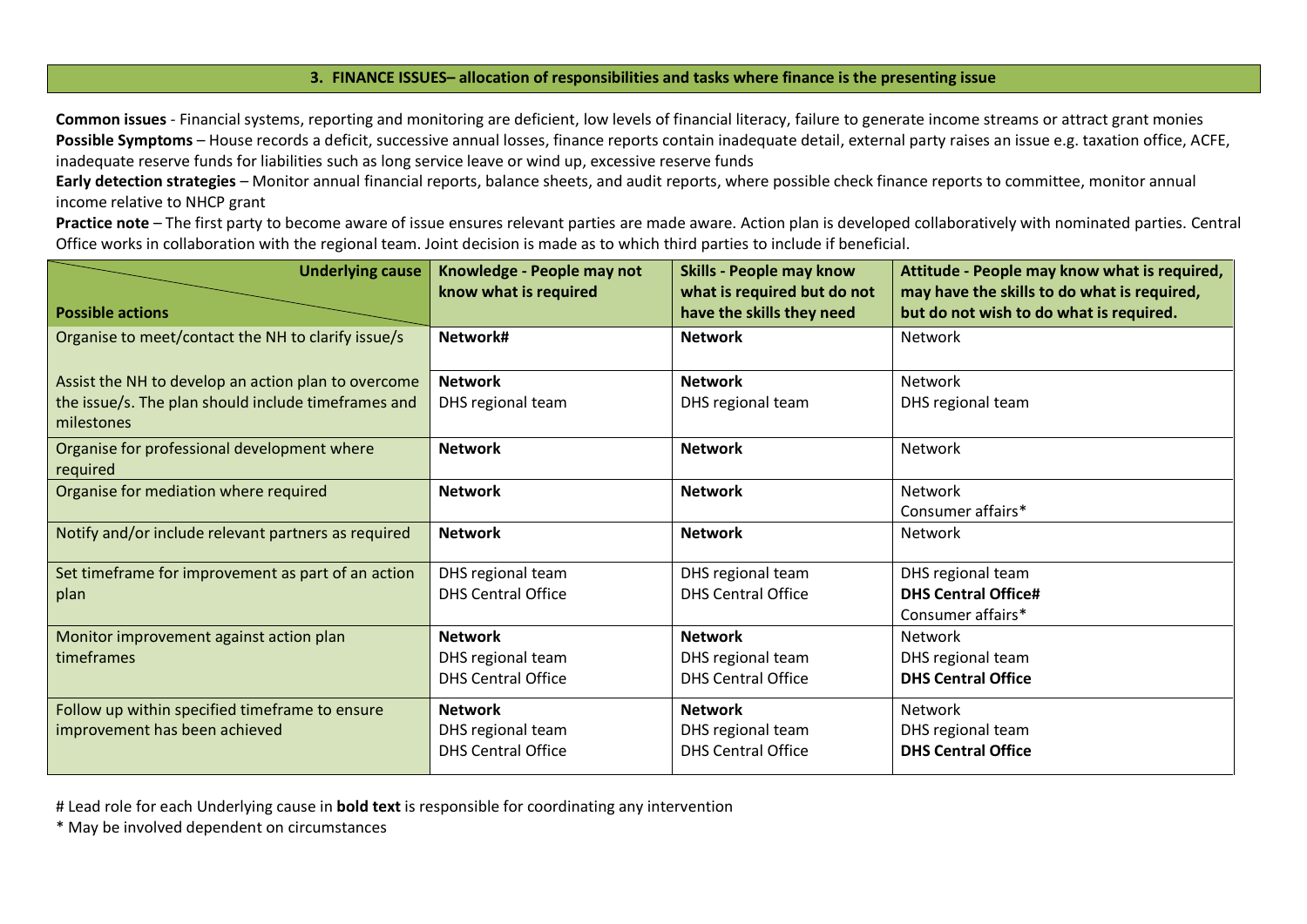## 3. FINANCE ISSUES– allocation of responsibilities and tasks where finance is the presenting issue

**Common issues** - Financial systems, reporting and monitoring are deficient, low levels of financial literacy, failure to generate income streams or attract grant monies

**Possible Symptoms** – House records a deficit, successive annual losses, finance reports contain inadequate detail, external party raises an issue e.g. taxation office, ACFE, inadequate reserve funds for liabilities such as long service leave or wind up, excessive reserve funds

**Early detection strategies** – Monitor annual financial reports, balance sheets, and audit reports, where possible check finance reports to committee, monitor annual income relative to NHCP grant

**Practice note** – The first party to become aware of issue ensures relevant parties are made aware. Action plan is developed collaboratively with nominated parties. Central Office works in collaboration with the regional team. Joint decision is made as to which third parties to include if beneficial.

| **Underlying cause** / **Possible actions** | **Knowledge - People may not know what is required** | **Skills - People may know what is required but do not have the skills they need** | **Attitude - People may know what is required, may have the skills to do what is required, but do not wish to do what is required.** |
|---|---|---|---|
| Organise to meet/contact the NH to clarify issue/s | **Network#** | **Network** | Network |
| Assist the NH to develop an action plan to overcome the issue/s. The plan should include timeframes and milestones | **Network**<br>DHS regional team | **Network**<br>DHS regional team | Network<br>DHS regional team |
| Organise for professional development where required | **Network** | **Network** | Network |
| Organise for mediation where required | **Network** | **Network** | Network<br>Consumer affairs* |
| Notify and/or include relevant partners as required | **Network** | **Network** | Network |
| Set timeframe for improvement as part of an action plan | DHS regional team<br>DHS Central Office | DHS regional team<br>DHS Central Office | DHS regional team<br>**DHS Central Office#**<br>Consumer affairs* |
| Monitor improvement against action plan timeframes | **Network**<br>DHS regional team<br>DHS Central Office | **Network**<br>DHS regional team<br>DHS Central Office | Network<br>DHS regional team<br>**DHS Central Office** |
| Follow up within specified timeframe to ensure improvement has been achieved | **Network**<br>DHS regional team<br>DHS Central Office | **Network**<br>DHS regional team<br>DHS Central Office | Network<br>DHS regional team<br>**DHS Central Office** |

# Lead role for each Underlying cause in **bold text** is responsible for coordinating any intervention

* May be involved dependent on circumstances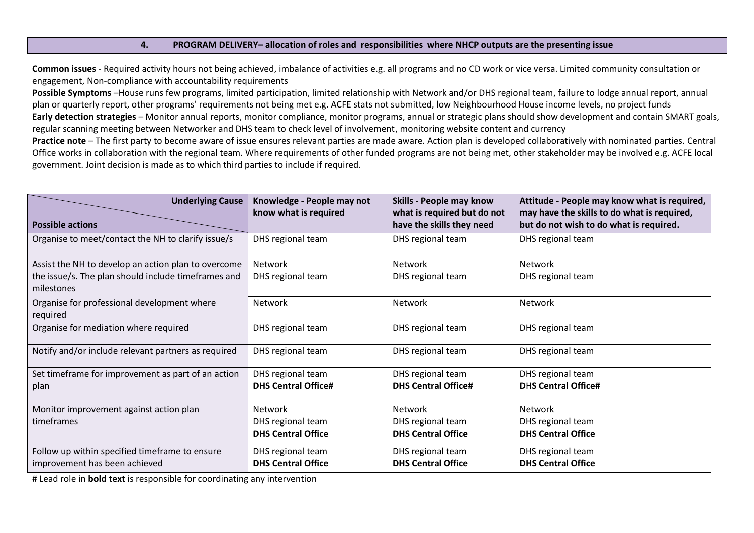## 4. PROGRAM DELIVERY– allocation of roles and responsibilities where NHCP outputs are the presenting issue

**Common issues** - Required activity hours not being achieved, imbalance of activities e.g. all programs and no CD work or vice versa. Limited community consultation or engagement, Non-compliance with accountability requirements

**Possible Symptoms** –House runs few programs, limited participation, limited relationship with Network and/or DHS regional team, failure to lodge annual report, annual plan or quarterly report, other programs' requirements not being met e.g. ACFE stats not submitted, low Neighbourhood House income levels, no project funds

**Early detection strategies** – Monitor annual reports, monitor compliance, monitor programs, annual or strategic plans should show development and contain SMART goals, regular scanning meeting between Networker and DHS team to check level of involvement, monitoring website content and currency

**Practice note** – The first party to become aware of issue ensures relevant parties are made aware. Action plan is developed collaboratively with nominated parties. Central Office works in collaboration with the regional team. Where requirements of other funded programs are not being met, other stakeholder may be involved e.g. ACFE local government. Joint decision is made as to which third parties to include if required.

| **Underlying Cause** / **Possible actions** | **Knowledge - People may not know what is required** | **Skills - People may know what is required but do not have the skills they need** | **Attitude - People may know what is required, may have the skills to do what is required, but do not wish to do what is required.** |
|---|---|---|---|
| Organise to meet/contact the NH to clarify issue/s | DHS regional team | DHS regional team | DHS regional team |
| Assist the NH to develop an action plan to overcome the issue/s. The plan should include timeframes and milestones | Network<br>DHS regional team | Network<br>DHS regional team | Network<br>DHS regional team |
| Organise for professional development where required | Network | Network | Network |
| Organise for mediation where required | DHS regional team | DHS regional team | DHS regional team |
| Notify and/or include relevant partners as required | DHS regional team | DHS regional team | DHS regional team |
| Set timeframe for improvement as part of an action plan | DHS regional team<br>**DHS Central Office#** | DHS regional team<br>**DHS Central Office#** | DHS regional team<br>**DHS Central Office#** |
| Monitor improvement against action plan timeframes | Network<br>DHS regional team<br>**DHS Central Office** | Network<br>DHS regional team<br>**DHS Central Office** | Network<br>DHS regional team<br>**DHS Central Office** |
| Follow up within specified timeframe to ensure improvement has been achieved | DHS regional team<br>**DHS Central Office** | DHS regional team<br>**DHS Central Office** | DHS regional team<br>**DHS Central Office** |

# Lead role in **bold text** is responsible for coordinating any intervention